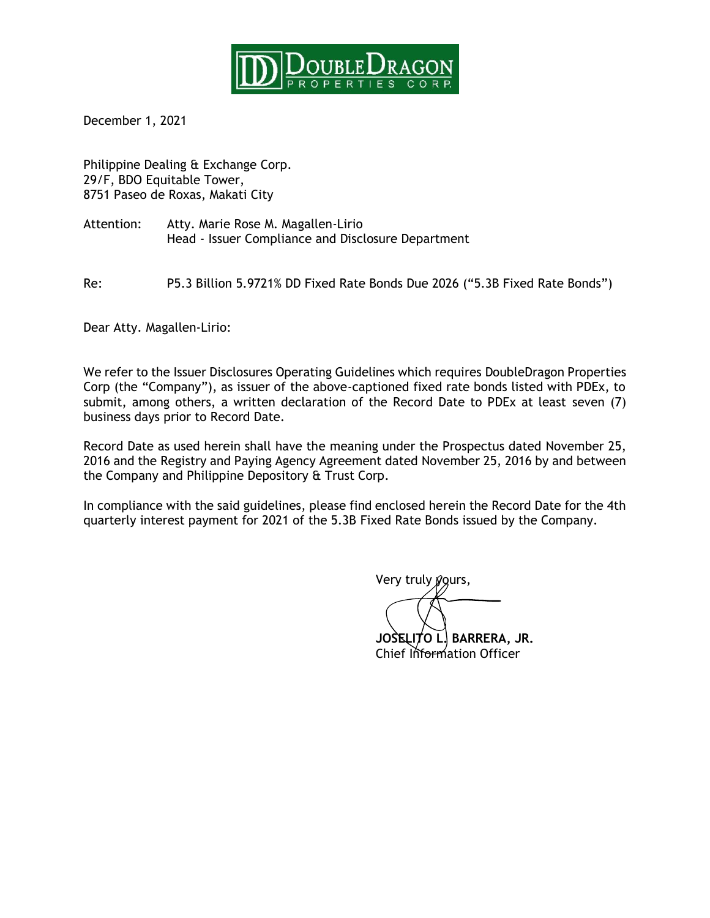DoubleDragon Properties Corp.

December 1, 2021

Philippine Dealing & Exchange Corp.
29/F, BDO Equitable Tower,
8751 Paseo de Roxas, Makati City

Attention: Atty. Marie Rose M. Magallen-Lirio
Head - Issuer Compliance and Disclosure Department

Re: P5.3 Billion 5.9721% DD Fixed Rate Bonds Due 2026 (“5.3B Fixed Rate Bonds”)

Dear Atty. Magallen-Lirio:

We refer to the Issuer Disclosures Operating Guidelines which requires DoubleDragon Properties Corp (the “Company”), as issuer of the above-captioned fixed rate bonds listed with PDEx, to submit, among others, a written declaration of the Record Date to PDEx at least seven (7) business days prior to Record Date.

Record Date as used herein shall have the meaning under the Prospectus dated November 25, 2016 and the Registry and Paying Agency Agreement dated November 25, 2016 by and between the Company and Philippine Depository & Trust Corp.

In compliance with the said guidelines, please find enclosed herein the Record Date for the 4th quarterly interest payment for 2021 of the 5.3B Fixed Rate Bonds issued by the Company.

Very truly yours,

**JOSELITO L. BARRERA, JR.**
Chief Information Officer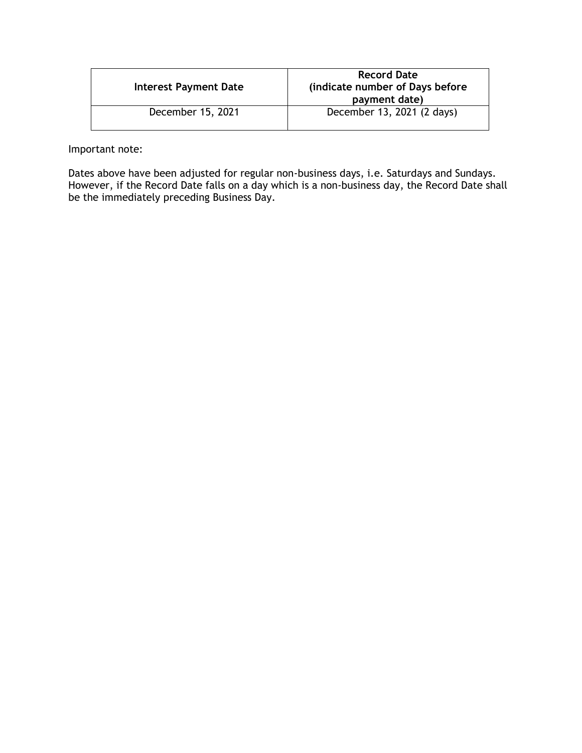| Interest Payment Date | Record Date (indicate number of Days before payment date) |
| --- | --- |
| December 15, 2021 | December 13, 2021 (2 days) |

Important note:

Dates above have been adjusted for regular non-business days, i.e. Saturdays and Sundays. However, if the Record Date falls on a day which is a non-business day, the Record Date shall be the immediately preceding Business Day.